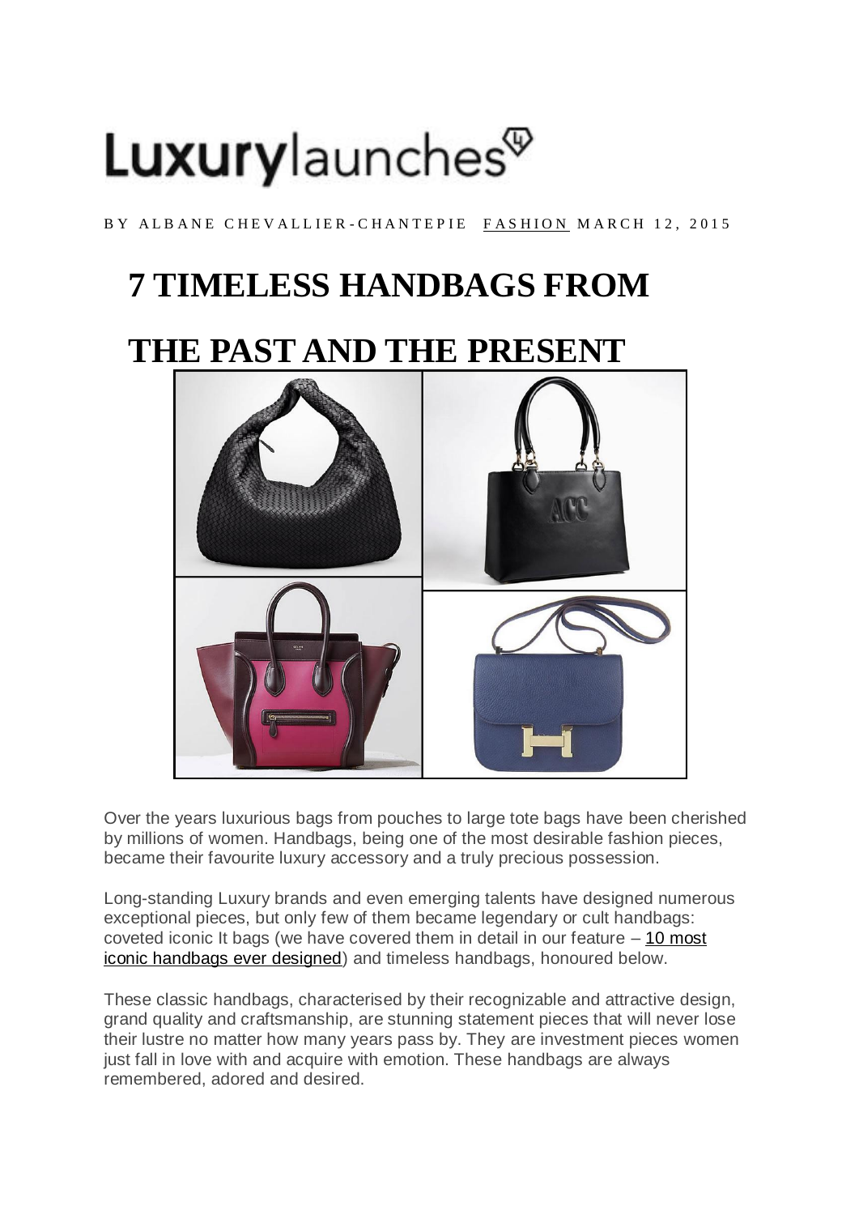Luxurylaunches

BY ALBANE CHEVALLIER-CHANTEPIE FASHION MARCH 12, 2015

# 7 TIMELESS HANDBAGS FROM THE PAST AND THE PRESENT

Over the years luxurious bags from pouches to large tote bags have been cherished by millions of women. Handbags, being one of the most desirable fashion pieces, became their favourite luxury accessory and a truly precious possession.

Long-standing Luxury brands and even emerging talents have designed numerous exceptional pieces, but only few of them became legendary or cult handbags: coveted iconic It bags (we have covered them in detail in our feature – 10 most iconic handbags ever designed) and timeless handbags, honoured below.

These classic handbags, characterised by their recognizable and attractive design, grand quality and craftsmanship, are stunning statement pieces that will never lose their lustre no matter how many years pass by. They are investment pieces women just fall in love with and acquire with emotion. These handbags are always remembered, adored and desired.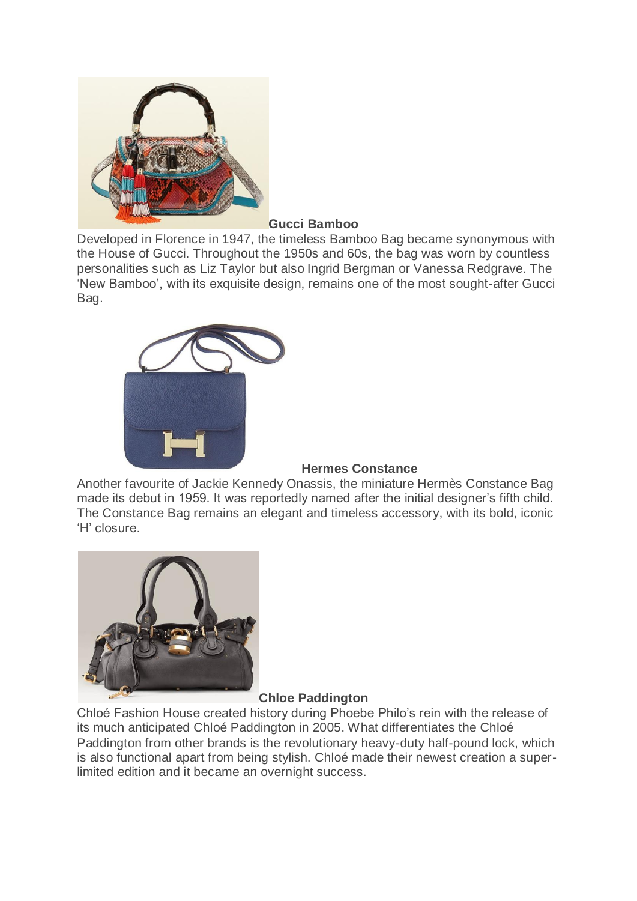**Gucci Bamboo**

Developed in Florence in 1947, the timeless Bamboo Bag became synonymous with the House of Gucci. Throughout the 1950s and 60s, the bag was worn by countless personalities such as Liz Taylor but also Ingrid Bergman or Vanessa Redgrave. The 'New Bamboo', with its exquisite design, remains one of the most sought-after Gucci Bag.

**Hermes Constance**

Another favourite of Jackie Kennedy Onassis, the miniature Hermès Constance Bag made its debut in 1959. It was reportedly named after the initial designer's fifth child. The Constance Bag remains an elegant and timeless accessory, with its bold, iconic 'H' closure.

**Chloe Paddington**

Chloé Fashion House created history during Phoebe Philo's rein with the release of its much anticipated Chloé Paddington in 2005. What differentiates the Chloé Paddington from other brands is the revolutionary heavy-duty half-pound lock, which is also functional apart from being stylish. Chloé made their newest creation a super-limited edition and it became an overnight success.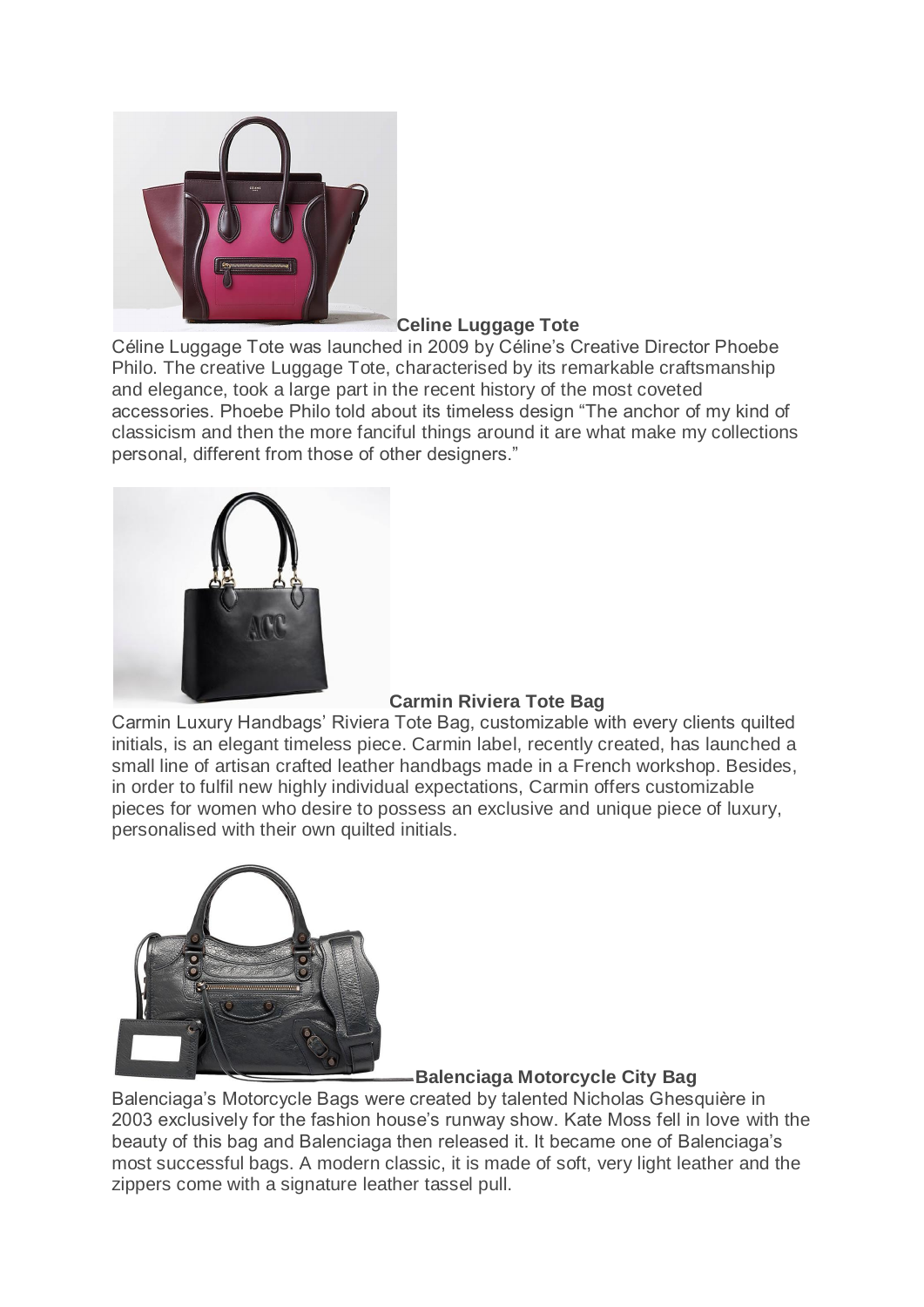**Celine Luggage Tote**

Céline Luggage Tote was launched in 2009 by Céline's Creative Director Phoebe Philo. The creative Luggage Tote, characterised by its remarkable craftsmanship and elegance, took a large part in the recent history of the most coveted accessories. Phoebe Philo told about its timeless design "The anchor of my kind of classicism and then the more fanciful things around it are what make my collections personal, different from those of other designers."

**Carmin Riviera Tote Bag**

Carmin Luxury Handbags' Riviera Tote Bag, customizable with every clients quilted initials, is an elegant timeless piece. Carmin label, recently created, has launched a small line of artisan crafted leather handbags made in a French workshop. Besides, in order to fulfil new highly individual expectations, Carmin offers customizable pieces for women who desire to possess an exclusive and unique piece of luxury, personalised with their own quilted initials.

**Balenciaga Motorcycle City Bag**

Balenciaga's Motorcycle Bags were created by talented Nicholas Ghesquière in 2003 exclusively for the fashion house's runway show. Kate Moss fell in love with the beauty of this bag and Balenciaga then released it. It became one of Balenciaga's most successful bags. A modern classic, it is made of soft, very light leather and the zippers come with a signature leather tassel pull.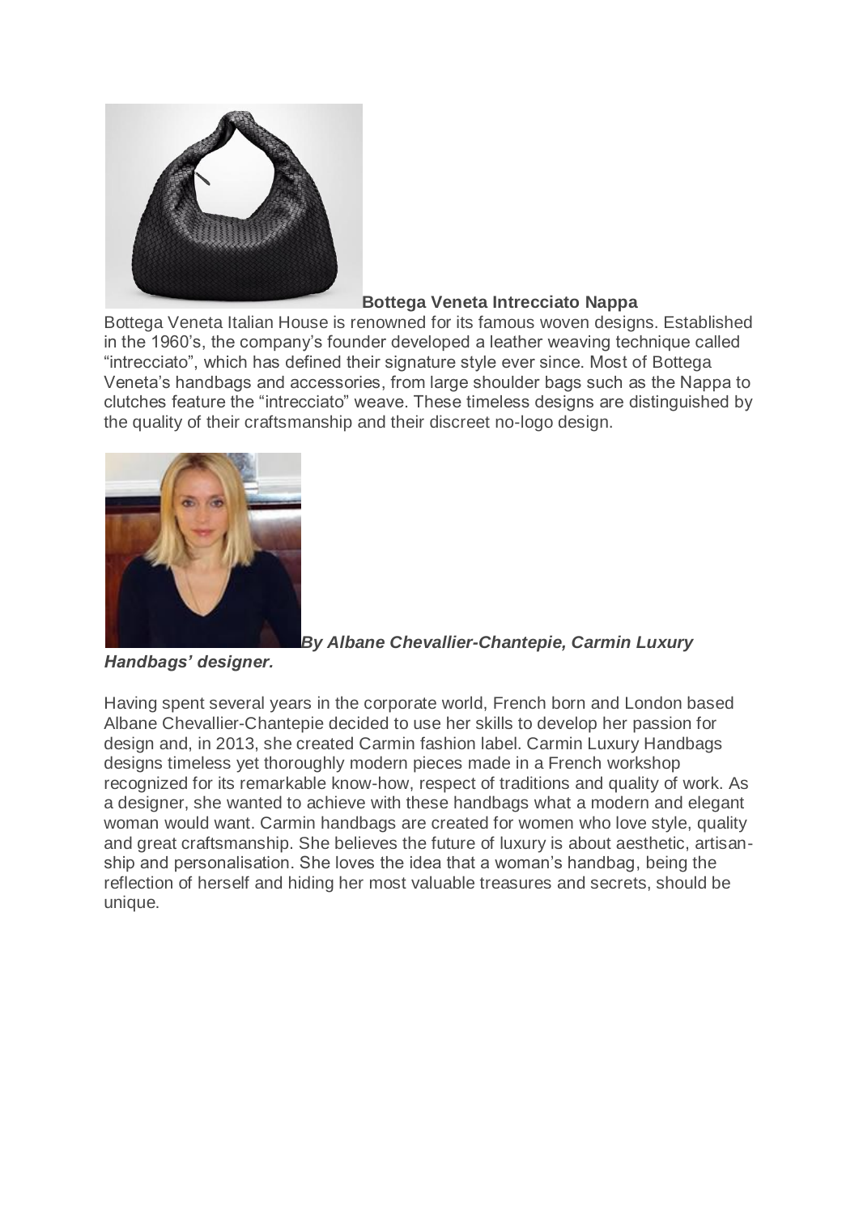**Bottega Veneta Intrecciato Nappa**

Bottega Veneta Italian House is renowned for its famous woven designs. Established in the 1960's, the company's founder developed a leather weaving technique called "intrecciato", which has defined their signature style ever since. Most of Bottega Veneta's handbags and accessories, from large shoulder bags such as the Nappa to clutches feature the "intrecciato" weave. These timeless designs are distinguished by the quality of their craftsmanship and their discreet no-logo design.

***By Albane Chevallier-Chantepie, Carmin Luxury Handbags' designer.***

Having spent several years in the corporate world, French born and London based Albane Chevallier-Chantepie decided to use her skills to develop her passion for design and, in 2013, she created Carmin fashion label. Carmin Luxury Handbags designs timeless yet thoroughly modern pieces made in a French workshop recognized for its remarkable know-how, respect of traditions and quality of work. As a designer, she wanted to achieve with these handbags what a modern and elegant woman would want. Carmin handbags are created for women who love style, quality and great craftsmanship. She believes the future of luxury is about aesthetic, artisan-ship and personalisation. She loves the idea that a woman's handbag, being the reflection of herself and hiding her most valuable treasures and secrets, should be unique.